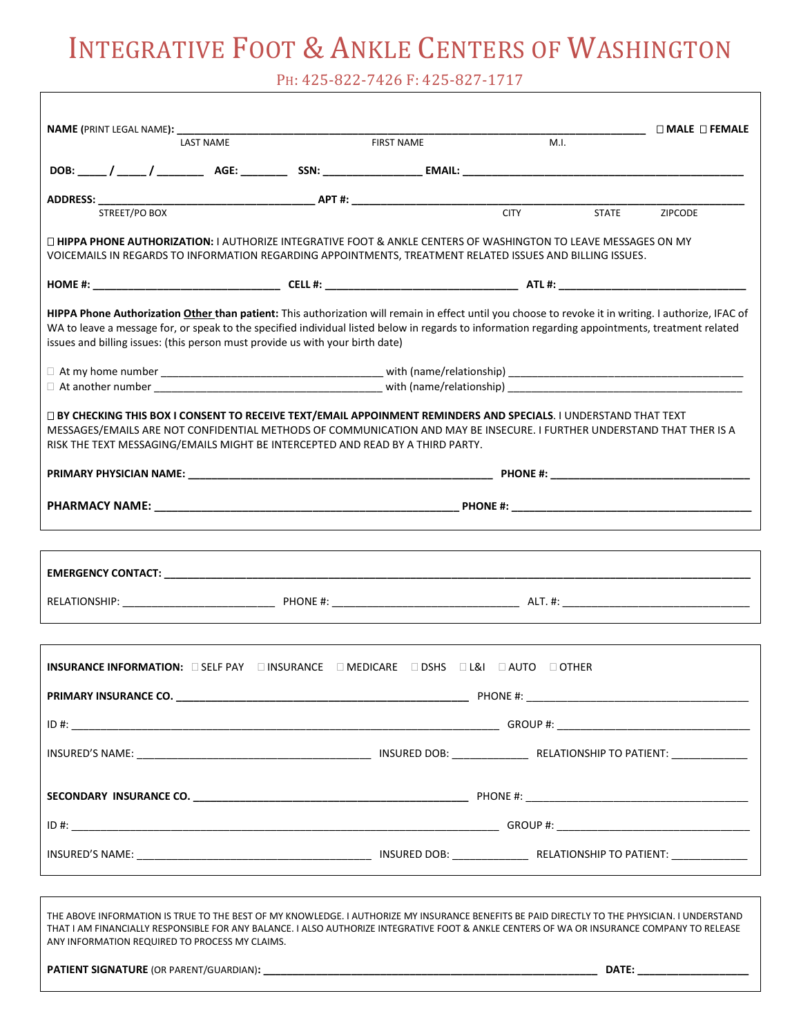# INTEGRATIVE FOOT & ANKLE CENTERS OF WASHINGTON

PH: 425-822-7426 F: 425-827-1717

**NAME (**PRINT LEGAL NAME**):** ______________________________________________ ☐ **MALE** ☐ **FEMALE**

LAST NAME FIRST NAME M.I.

**DOB:** _____ / _____ / ________ **AGE:** ________ **SSN:** ________________ **EMAIL:** ______________________________

**ADDRESS:** ____________________________ **APT #:** ______________________________________

STREET/PO BOX CITY STATE ZIPCODE

☐ **HIPPA PHONE AUTHORIZATION:** I AUTHORIZE INTEGRATIVE FOOT & ANKLE CENTERS OF WASHINGTON TO LEAVE MESSAGES ON MY VOICEMAILS IN REGARDS TO INFORMATION REGARDING APPOINTMENTS, TREATMENT RELATED ISSUES AND BILLING ISSUES.

**HOME #:** ________________________ **CELL #:** ________________________ **ATL #:** ________________________

**HIPPA Phone Authorization <u>Other</u> than patient:** This authorization will remain in effect until you choose to revoke it in writing. I authorize, IFAC of WA to leave a message for, or speak to the specified individual listed below in regards to information regarding appointments, treatment related issues and billing issues: (this person must provide us with your birth date)

☐ At my home number ______________________________ with (name/relationship) ______________________________

☐ At another number ______________________________ with (name/relationship) ______________________________

☐ **BY CHECKING THIS BOX I CONSENT TO RECEIVE TEXT/EMAIL APPOINMENT REMINDERS AND SPECIALS**. I UNDERSTAND THAT TEXT MESSAGES/EMAILS ARE NOT CONFIDENTIAL METHODS OF COMMUNICATION AND MAY BE INSECURE. I FURTHER UNDERSTAND THAT THER IS A RISK THE TEXT MESSAGING/EMAILS MIGHT BE INTERCEPTED AND READ BY A THIRD PARTY.

**PRIMARY PHYSICIAN NAME:** ________________________________________ **PHONE #:** ______________________________

**PHARMACY NAME:** ________________________________________ **PHONE #:** ______________________________

---

**EMERGENCY CONTACT:** ______________________________________________________________

RELATIONSHIP: ____________________ PHONE #: ________________________ ALT. #: ________________________

---

**INSURANCE INFORMATION:** ☐ SELF PAY ☐ INSURANCE ☐ MEDICARE ☐ DSHS ☐ L&I ☐ AUTO ☐ OTHER

**PRIMARY INSURANCE CO.** ________________________________________ PHONE #: ______________________________

ID #: ______________________________________________________ GROUP #: ________________________

INSURED'S NAME: ______________________________ INSURED DOB: __________ RELATIONSHIP TO PATIENT: __________

**SECONDARY INSURANCE CO.** ________________________________________ PHONE #: ______________________________

ID #: ______________________________________________________ GROUP #: ________________________

INSURED'S NAME: ______________________________ INSURED DOB: __________ RELATIONSHIP TO PATIENT: __________

---

THE ABOVE INFORMATION IS TRUE TO THE BEST OF MY KNOWLEDGE. I AUTHORIZE MY INSURANCE BENEFITS BE PAID DIRECTLY TO THE PHYSICIAN. I UNDERSTAND THAT I AM FINANCIALLY RESPONSIBLE FOR ANY BALANCE. I ALSO AUTHORIZE INTEGRATIVE FOOT & ANKLE CENTERS OF WA OR INSURANCE COMPANY TO RELEASE ANY INFORMATION REQUIRED TO PROCESS MY CLAIMS.

**PATIENT SIGNATURE** (OR PARENT/GUARDIAN)**:** ____________________________________________ **DATE:** ________________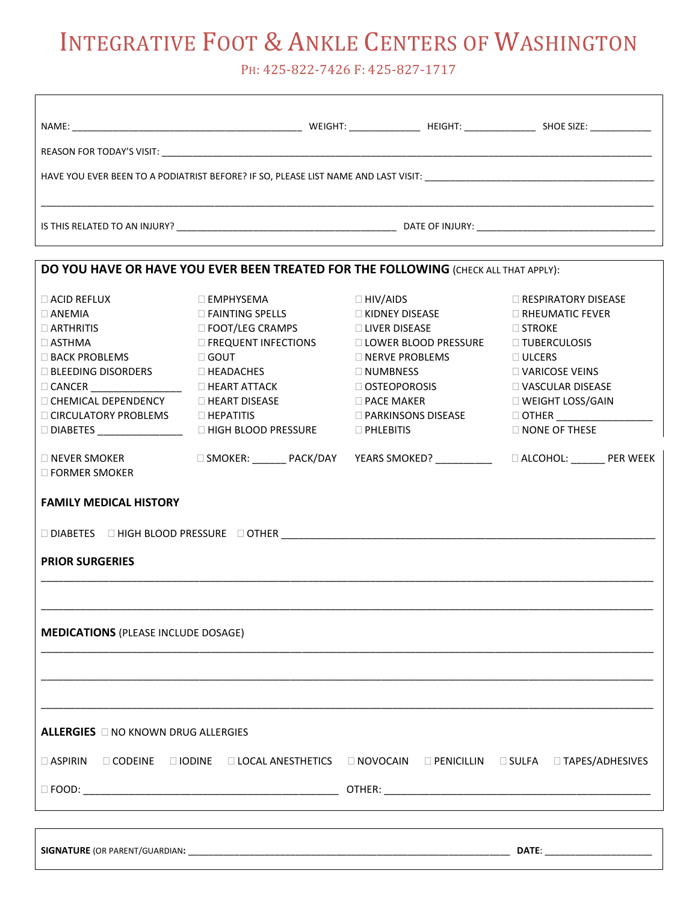# Integrative Foot & Ankle Centers of Washington

PH: 425-822-7426 F: 425-827-1717

NAME: ______________________________ WEIGHT: __________ HEIGHT: __________ SHOE SIZE: __________

REASON FOR TODAY'S VISIT: ____________________________________________________________

HAVE YOU EVER BEEN TO A PODIATRIST BEFORE? IF SO, PLEASE LIST NAME AND LAST VISIT: ____________________________

____________________________________________________________________________________

IS THIS RELATED TO AN INJURY? ______________________________ DATE OF INJURY: __________________________

**DO YOU HAVE OR HAVE YOU EVER BEEN TREATED FOR THE FOLLOWING** (CHECK ALL THAT APPLY):

| | | | |
|---|---|---|---|
| ☐ ACID REFLUX | ☐ EMPHYSEMA | ☐ HIV/AIDS | ☐ RESPIRATORY DISEASE |
| ☐ ANEMIA | ☐ FAINTING SPELLS | ☐ KIDNEY DISEASE | ☐ RHEUMATIC FEVER |
| ☐ ARTHRITIS | ☐ FOOT/LEG CRAMPS | ☐ LIVER DISEASE | ☐ STROKE |
| ☐ ASTHMA | ☐ FREQUENT INFECTIONS | ☐ LOWER BLOOD PRESSURE | ☐ TUBERCULOSIS |
| ☐ BACK PROBLEMS | ☐ GOUT | ☐ NERVE PROBLEMS | ☐ ULCERS |
| ☐ BLEEDING DISORDERS | ☐ HEADACHES | ☐ NUMBNESS | ☐ VARICOSE VEINS |
| ☐ CANCER ______________ | ☐ HEART ATTACK | ☐ OSTEOPOROSIS | ☐ VASCULAR DISEASE |
| ☐ CHEMICAL DEPENDENCY | ☐ HEART DISEASE | ☐ PACE MAKER | ☐ WEIGHT LOSS/GAIN |
| ☐ CIRCULATORY PROBLEMS | ☐ HEPATITIS | ☐ PARKINSONS DISEASE | ☐ OTHER ______________ |
| ☐ DIABETES ______________ | ☐ HIGH BLOOD PRESSURE | ☐ PHLEBITIS | ☐ NONE OF THESE |

☐ NEVER SMOKER ☐ SMOKER: ______ PACK/DAY YEARS SMOKED? __________ ☐ ALCOHOL: ______ PER WEEK

☐ FORMER SMOKER

**FAMILY MEDICAL HISTORY**

☐ DIABETES ☐ HIGH BLOOD PRESSURE ☐ OTHER ____________________________________________

**PRIOR SURGERIES**

____________________________________________________________________________________

____________________________________________________________________________________

**MEDICATIONS** (PLEASE INCLUDE DOSAGE)

____________________________________________________________________________________

____________________________________________________________________________________

____________________________________________________________________________________

**ALLERGIES** ☐ NO KNOWN DRUG ALLERGIES

☐ ASPIRIN ☐ CODEINE ☐ IODINE ☐ LOCAL ANESTHETICS ☐ NOVOCAIN ☐ PENICILLIN ☐ SULFA ☐ TAPES/ADHESIVES

☐ FOOD: ______________________________ OTHER: ______________________________

**SIGNATURE** (OR PARENT/GUARDIAN**:** ____________________________________________ **DATE**: ______________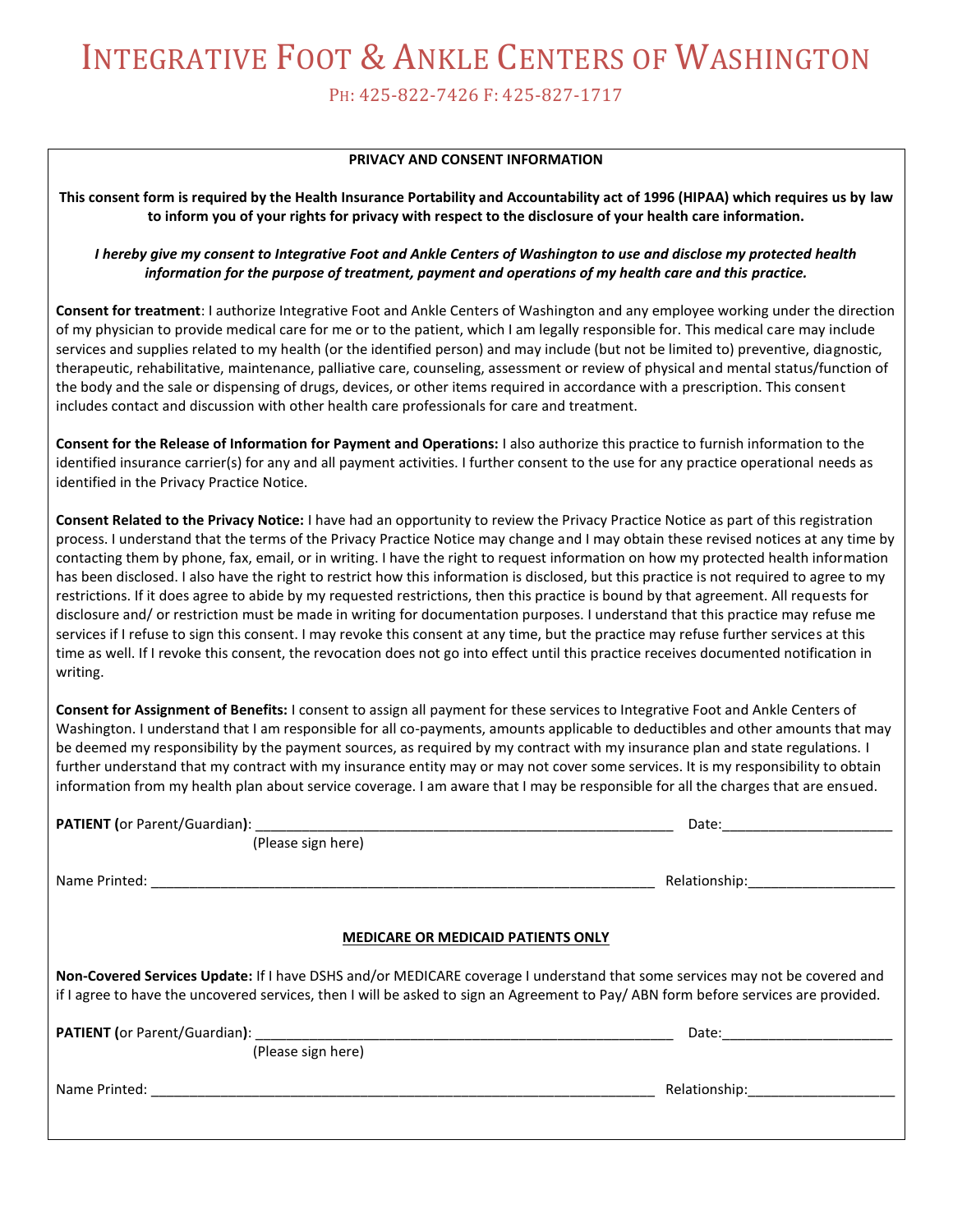# INTEGRATIVE FOOT & ANKLE CENTERS OF WASHINGTON

PH: 425-822-7426 F: 425-827-1717

**PRIVACY AND CONSENT INFORMATION**

**This consent form is required by the Health Insurance Portability and Accountability act of 1996 (HIPAA) which requires us by law to inform you of your rights for privacy with respect to the disclosure of your health care information.**

***I hereby give my consent to Integrative Foot and Ankle Centers of Washington to use and disclose my protected health information for the purpose of treatment, payment and operations of my health care and this practice.***

**Consent for treatment**: I authorize Integrative Foot and Ankle Centers of Washington and any employee working under the direction of my physician to provide medical care for me or to the patient, which I am legally responsible for. This medical care may include services and supplies related to my health (or the identified person) and may include (but not be limited to) preventive, diagnostic, therapeutic, rehabilitative, maintenance, palliative care, counseling, assessment or review of physical and mental status/function of the body and the sale or dispensing of drugs, devices, or other items required in accordance with a prescription. This consent includes contact and discussion with other health care professionals for care and treatment.

**Consent for the Release of Information for Payment and Operations:** I also authorize this practice to furnish information to the identified insurance carrier(s) for any and all payment activities. I further consent to the use for any practice operational needs as identified in the Privacy Practice Notice.

**Consent Related to the Privacy Notice:** I have had an opportunity to review the Privacy Practice Notice as part of this registration process. I understand that the terms of the Privacy Practice Notice may change and I may obtain these revised notices at any time by contacting them by phone, fax, email, or in writing. I have the right to request information on how my protected health information has been disclosed. I also have the right to restrict how this information is disclosed, but this practice is not required to agree to my restrictions. If it does agree to abide by my requested restrictions, then this practice is bound by that agreement. All requests for disclosure and/ or restriction must be made in writing for documentation purposes. I understand that this practice may refuse me services if I refuse to sign this consent. I may revoke this consent at any time, but the practice may refuse further services at this time as well. If I revoke this consent, the revocation does not go into effect until this practice receives documented notification in writing.

**Consent for Assignment of Benefits:** I consent to assign all payment for these services to Integrative Foot and Ankle Centers of Washington. I understand that I am responsible for all co-payments, amounts applicable to deductibles and other amounts that may be deemed my responsibility by the payment sources, as required by my contract with my insurance plan and state regulations. I further understand that my contract with my insurance entity may or may not cover some services. It is my responsibility to obtain information from my health plan about service coverage. I am aware that I may be responsible for all the charges that are ensued.

**PATIENT (**or Parent/Guardian**)**: _______________________________________________________ Date:_____________________
(Please sign here)

Name Printed: ______________________________________________________________ Relationship:__________________

**MEDICARE OR MEDICAID PATIENTS ONLY**

**Non-Covered Services Update:** If I have DSHS and/or MEDICARE coverage I understand that some services may not be covered and if I agree to have the uncovered services, then I will be asked to sign an Agreement to Pay/ ABN form before services are provided.

**PATIENT (**or Parent/Guardian**)**: _______________________________________________________ Date:_____________________
(Please sign here)

Name Printed: ______________________________________________________________ Relationship:__________________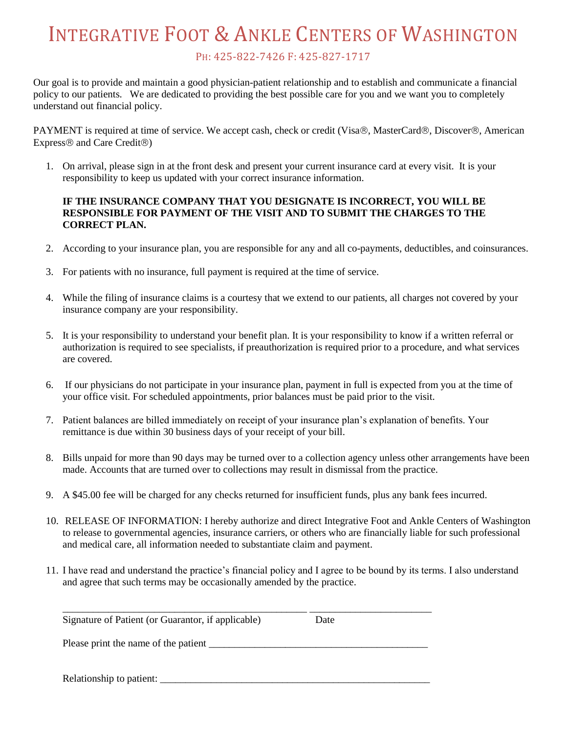# Integrative Foot & Ankle Centers of Washington

Ph: 425-822-7426 F: 425-827-1717

Our goal is to provide and maintain a good physician-patient relationship and to establish and communicate a financial policy to our patients. We are dedicated to providing the best possible care for you and we want you to completely understand out financial policy.

PAYMENT is required at time of service. We accept cash, check or credit (Visa®, MasterCard®, Discover®, American Express® and Care Credit®)

1. On arrival, please sign in at the front desk and present your current insurance card at every visit. It is your responsibility to keep us updated with your correct insurance information.

   **IF THE INSURANCE COMPANY THAT YOU DESIGNATE IS INCORRECT, YOU WILL BE RESPONSIBLE FOR PAYMENT OF THE VISIT AND TO SUBMIT THE CHARGES TO THE CORRECT PLAN.**

2. According to your insurance plan, you are responsible for any and all co-payments, deductibles, and coinsurances.

3. For patients with no insurance, full payment is required at the time of service.

4. While the filing of insurance claims is a courtesy that we extend to our patients, all charges not covered by your insurance company are your responsibility.

5. It is your responsibility to understand your benefit plan. It is your responsibility to know if a written referral or authorization is required to see specialists, if preauthorization is required prior to a procedure, and what services are covered.

6. If our physicians do not participate in your insurance plan, payment in full is expected from you at the time of your office visit. For scheduled appointments, prior balances must be paid prior to the visit.

7. Patient balances are billed immediately on receipt of your insurance plan's explanation of benefits. Your remittance is due within 30 business days of your receipt of your bill.

8. Bills unpaid for more than 90 days may be turned over to a collection agency unless other arrangements have been made. Accounts that are turned over to collections may result in dismissal from the practice.

9. A $45.00 fee will be charged for any checks returned for insufficient funds, plus any bank fees incurred.

10. RELEASE OF INFORMATION: I hereby authorize and direct Integrative Foot and Ankle Centers of Washington to release to governmental agencies, insurance carriers, or others who are financially liable for such professional and medical care, all information needed to substantiate claim and payment.

11. I have read and understand the practice's financial policy and I agree to be bound by its terms. I also understand and agree that such terms may be occasionally amended by the practice.

_______________________________________________ _______________________

Signature of Patient (or Guarantor, if applicable) Date

Please print the name of the patient ___________________________________________

Relationship to patient: _____________________________________________________